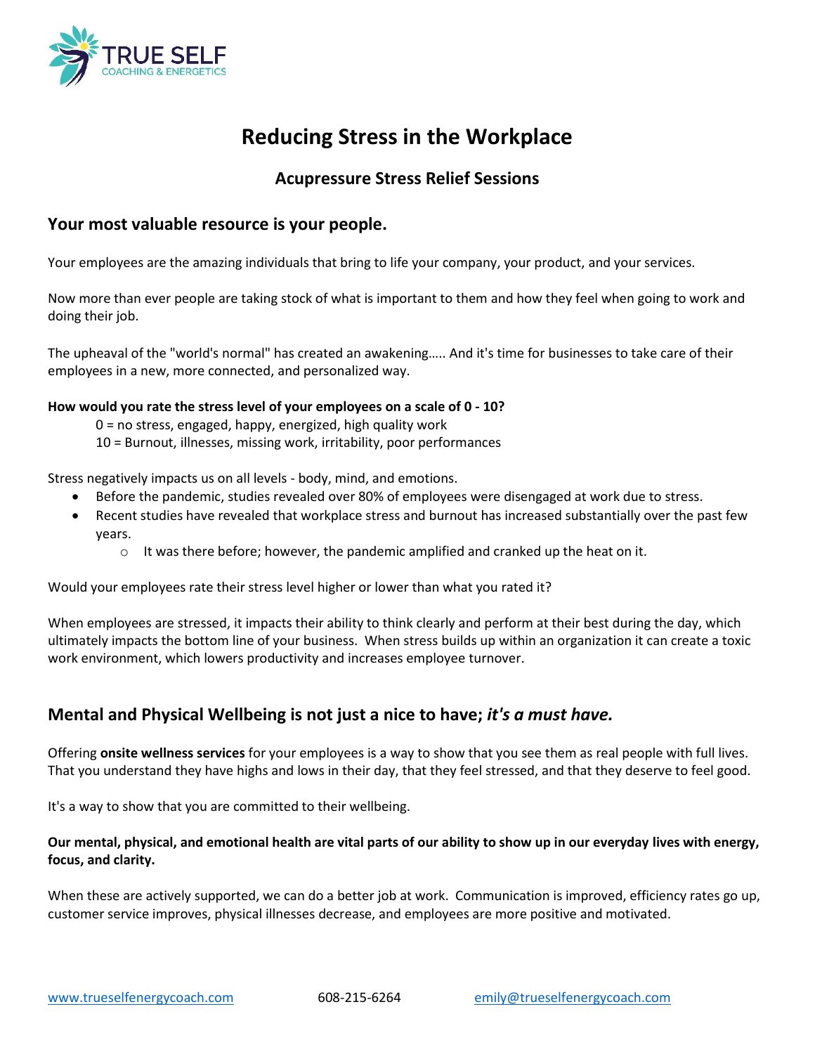TRUE SELF
COACHING & ENERGETICS

# Reducing Stress in the Workplace

### Acupressure Stress Relief Sessions

## Your most valuable resource is your people.

Your employees are the amazing individuals that bring to life your company, your product, and your services.

Now more than ever people are taking stock of what is important to them and how they feel when going to work and doing their job.

The upheaval of the "world's normal" has created an awakening….. And it's time for businesses to take care of their employees in a new, more connected, and personalized way.

**How would you rate the stress level of your employees on a scale of 0 - 10?**

0 = no stress, engaged, happy, energized, high quality work
10 = Burnout, illnesses, missing work, irritability, poor performances

Stress negatively impacts us on all levels - body, mind, and emotions.

- Before the pandemic, studies revealed over 80% of employees were disengaged at work due to stress.
- Recent studies have revealed that workplace stress and burnout has increased substantially over the past few years.
  - It was there before; however, the pandemic amplified and cranked up the heat on it.

Would your employees rate their stress level higher or lower than what you rated it?

When employees are stressed, it impacts their ability to think clearly and perform at their best during the day, which ultimately impacts the bottom line of your business. When stress builds up within an organization it can create a toxic work environment, which lowers productivity and increases employee turnover.

## Mental and Physical Wellbeing is not just a nice to have; *it's a must have.*

Offering **onsite wellness services** for your employees is a way to show that you see them as real people with full lives. That you understand they have highs and lows in their day, that they feel stressed, and that they deserve to feel good.

It's a way to show that you are committed to their wellbeing.

**Our mental, physical, and emotional health are vital parts of our ability to show up in our everyday lives with energy, focus, and clarity.**

When these are actively supported, we can do a better job at work. Communication is improved, efficiency rates go up, customer service improves, physical illnesses decrease, and employees are more positive and motivated.

www.trueselfenergycoach.com 608-215-6264 emily@trueselfenergycoach.com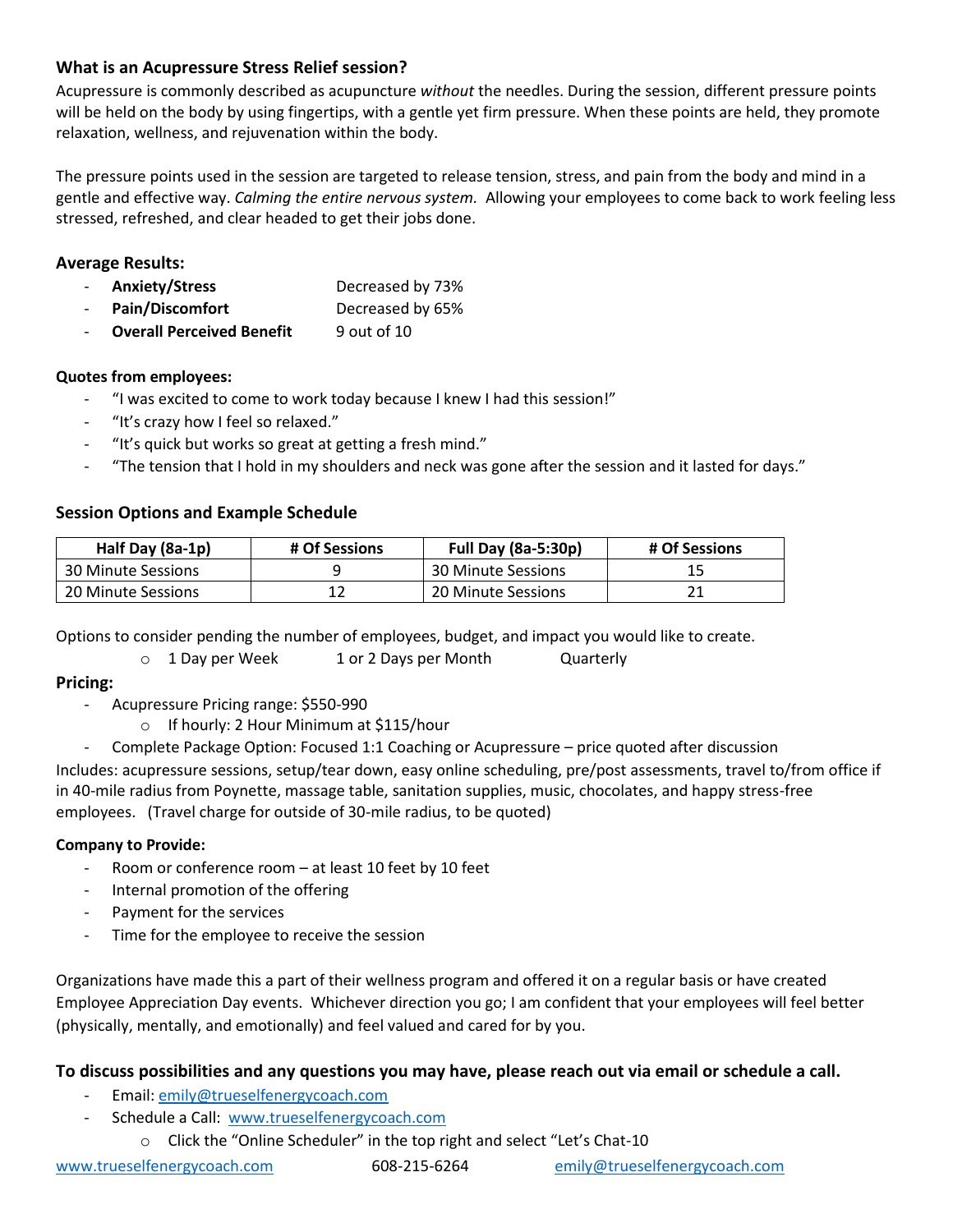### What is an Acupressure Stress Relief session?

Acupressure is commonly described as acupuncture *without* the needles. During the session, different pressure points will be held on the body by using fingertips, with a gentle yet firm pressure. When these points are held, they promote relaxation, wellness, and rejuvenation within the body.

The pressure points used in the session are targeted to release tension, stress, and pain from the body and mind in a gentle and effective way. *Calming the entire nervous system.* Allowing your employees to come back to work feeling less stressed, refreshed, and clear headed to get their jobs done.

### Average Results:

- **Anxiety/Stress** Decreased by 73%
- **Pain/Discomfort** Decreased by 65%
- **Overall Perceived Benefit** 9 out of 10

**Quotes from employees:**

- "I was excited to come to work today because I knew I had this session!"
- "It's crazy how I feel so relaxed."
- "It's quick but works so great at getting a fresh mind."
- "The tension that I hold in my shoulders and neck was gone after the session and it lasted for days."

### Session Options and Example Schedule

| Half Day (8a-1p) | # Of Sessions | Full Day (8a-5:30p) | # Of Sessions |
|---|---|---|---|
| 30 Minute Sessions | 9 | 30 Minute Sessions | 15 |
| 20 Minute Sessions | 12 | 20 Minute Sessions | 21 |

Options to consider pending the number of employees, budget, and impact you would like to create.

- 1 Day per Week 1 or 2 Days per Month Quarterly

### Pricing:

- Acupressure Pricing range: $550-990
  - If hourly: 2 Hour Minimum at $115/hour
- Complete Package Option: Focused 1:1 Coaching or Acupressure – price quoted after discussion

Includes: acupressure sessions, setup/tear down, easy online scheduling, pre/post assessments, travel to/from office if in 40-mile radius from Poynette, massage table, sanitation supplies, music, chocolates, and happy stress-free employees. (Travel charge for outside of 30-mile radius, to be quoted)

**Company to Provide:**

- Room or conference room – at least 10 feet by 10 feet
- Internal promotion of the offering
- Payment for the services
- Time for the employee to receive the session

Organizations have made this a part of their wellness program and offered it on a regular basis or have created Employee Appreciation Day events. Whichever direction you go; I am confident that your employees will feel better (physically, mentally, and emotionally) and feel valued and cared for by you.

### To discuss possibilities and any questions you may have, please reach out via email or schedule a call.

- Email: emily@trueselfenergycoach.com
- Schedule a Call: www.trueselfenergycoach.com
  - Click the "Online Scheduler" in the top right and select "Let's Chat-10

www.trueselfenergycoach.com 608-215-6264 emily@trueselfenergycoach.com